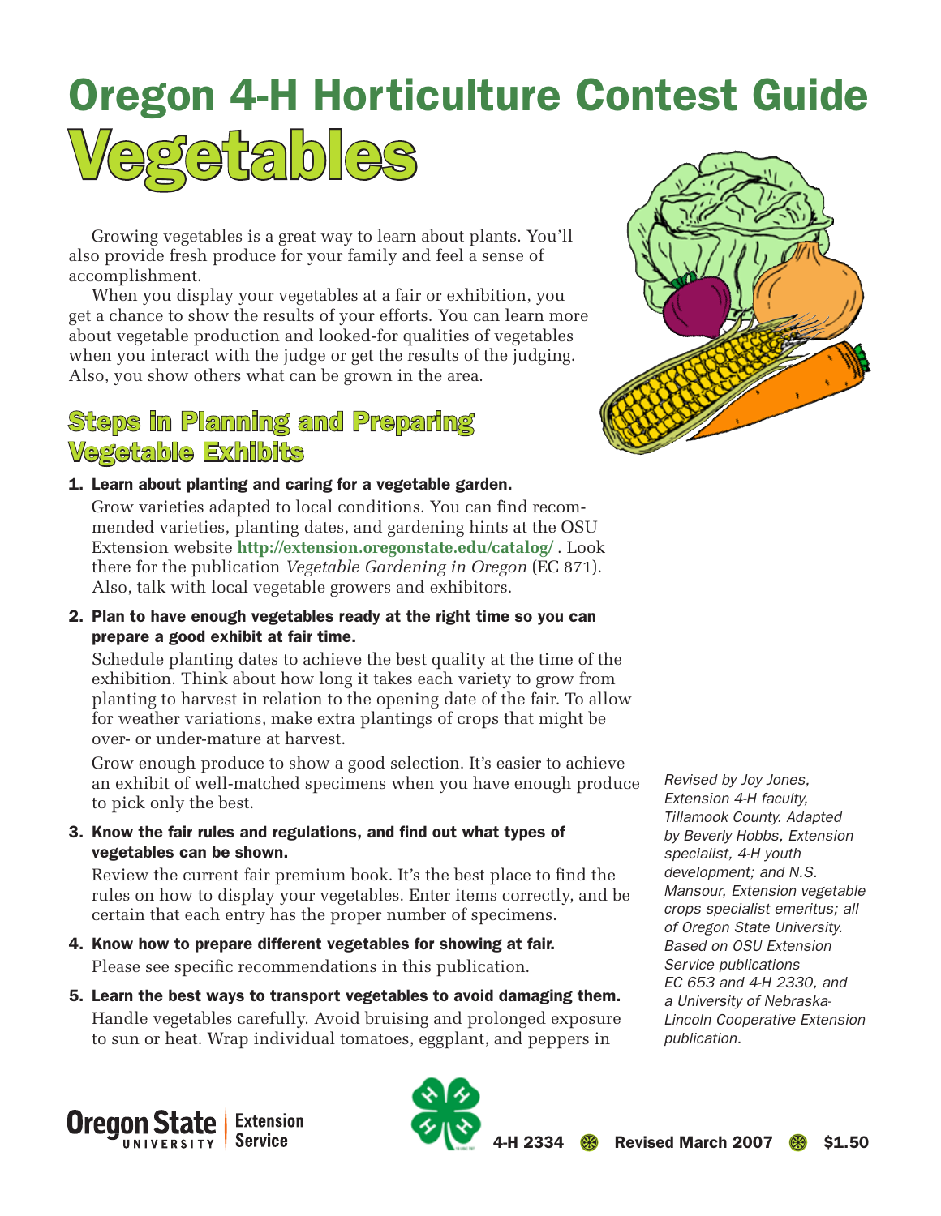# Oregon 4-H Horticulture Contest Guide

# Vegetables

Growing vegetables is a great way to learn about plants. You'll also provide fresh produce for your family and feel a sense of accomplishment.

When you display your vegetables at a fair or exhibition, you get a chance to show the results of your efforts. You can learn more about vegetable production and looked-for qualities of vegetables when you interact with the judge or get the results of the judging. Also, you show others what can be grown in the area.

## Steps in Planning and Preparing Vegetable Exhibits

1. **Learn about planting and caring for a vegetable garden.**

   Grow varieties adapted to local conditions. You can find recommended varieties, planting dates, and gardening hints at the OSU Extension website **http://extension.oregonstate.edu/catalog/** . Look there for the publication *Vegetable Gardening in Oregon* (EC 871). Also, talk with local vegetable growers and exhibitors.

2. **Plan to have enough vegetables ready at the right time so you can prepare a good exhibit at fair time.**

   Schedule planting dates to achieve the best quality at the time of the exhibition. Think about how long it takes each variety to grow from planting to harvest in relation to the opening date of the fair. To allow for weather variations, make extra plantings of crops that might be over- or under-mature at harvest.

   Grow enough produce to show a good selection. It's easier to achieve an exhibit of well-matched specimens when you have enough produce to pick only the best.

3. **Know the fair rules and regulations, and find out what types of vegetables can be shown.**

   Review the current fair premium book. It's the best place to find the rules on how to display your vegetables. Enter items correctly, and be certain that each entry has the proper number of specimens.

4. **Know how to prepare different vegetables for showing at fair.**

   Please see specific recommendations in this publication.

5. **Learn the best ways to transport vegetables to avoid damaging them.**

   Handle vegetables carefully. Avoid bruising and prolonged exposure to sun or heat. Wrap individual tomatoes, eggplant, and peppers in

*Revised by Joy Jones, Extension 4-H faculty, Tillamook County. Adapted by Beverly Hobbs, Extension specialist, 4-H youth development; and N.S. Mansour, Extension vegetable crops specialist emeritus; all of Oregon State University. Based on OSU Extension Service publications EC 653 and 4-H 2330, and a University of Nebraska-Lincoln Cooperative Extension publication.*

Oregon State University Extension Service

4-H 2334 · Revised March 2007 · $1.50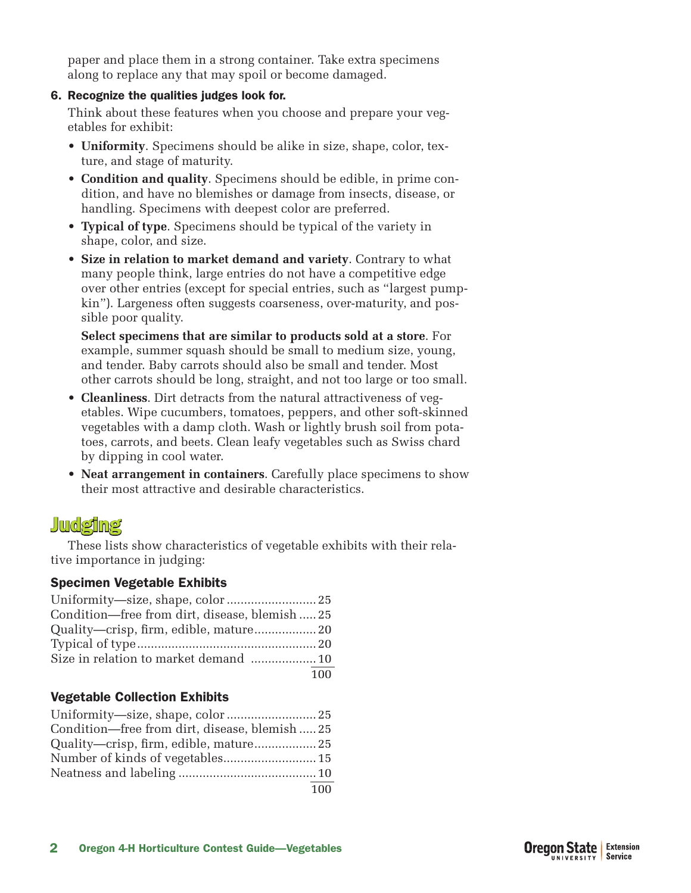paper and place them in a strong container. Take extra specimens along to replace any that may spoil or become damaged.

**6. Recognize the qualities judges look for.**

Think about these features when you choose and prepare your vegetables for exhibit:

- **Uniformity**. Specimens should be alike in size, shape, color, texture, and stage of maturity.
- **Condition and quality**. Specimens should be edible, in prime condition, and have no blemishes or damage from insects, disease, or handling. Specimens with deepest color are preferred.
- **Typical of type**. Specimens should be typical of the variety in shape, color, and size.
- **Size in relation to market demand and variety**. Contrary to what many people think, large entries do not have a competitive edge over other entries (except for special entries, such as "largest pumpkin"). Largeness often suggests coarseness, over-maturity, and possible poor quality.

  **Select specimens that are similar to products sold at a store**. For example, summer squash should be small to medium size, young, and tender. Baby carrots should also be small and tender. Most other carrots should be long, straight, and not too large or too small.
- **Cleanliness**. Dirt detracts from the natural attractiveness of vegetables. Wipe cucumbers, tomatoes, peppers, and other soft-skinned vegetables with a damp cloth. Wash or lightly brush soil from potatoes, carrots, and beets. Clean leafy vegetables such as Swiss chard by dipping in cool water.
- **Neat arrangement in containers**. Carefully place specimens to show their most attractive and desirable characteristics.

## Judging

These lists show characteristics of vegetable exhibits with their relative importance in judging:

### Specimen Vegetable Exhibits

| Characteristic | Points |
|---|---|
| Uniformity—size, shape, color | 25 |
| Condition—free from dirt, disease, blemish | 25 |
| Quality—crisp, firm, edible, mature | 20 |
| Typical of type | 20 |
| Size in relation to market demand | 10 |
| | 100 |

### Vegetable Collection Exhibits

| Characteristic | Points |
|---|---|
| Uniformity—size, shape, color | 25 |
| Condition—free from dirt, disease, blemish | 25 |
| Quality—crisp, firm, edible, mature | 25 |
| Number of kinds of vegetables | 15 |
| Neatness and labeling | 10 |
| | 100 |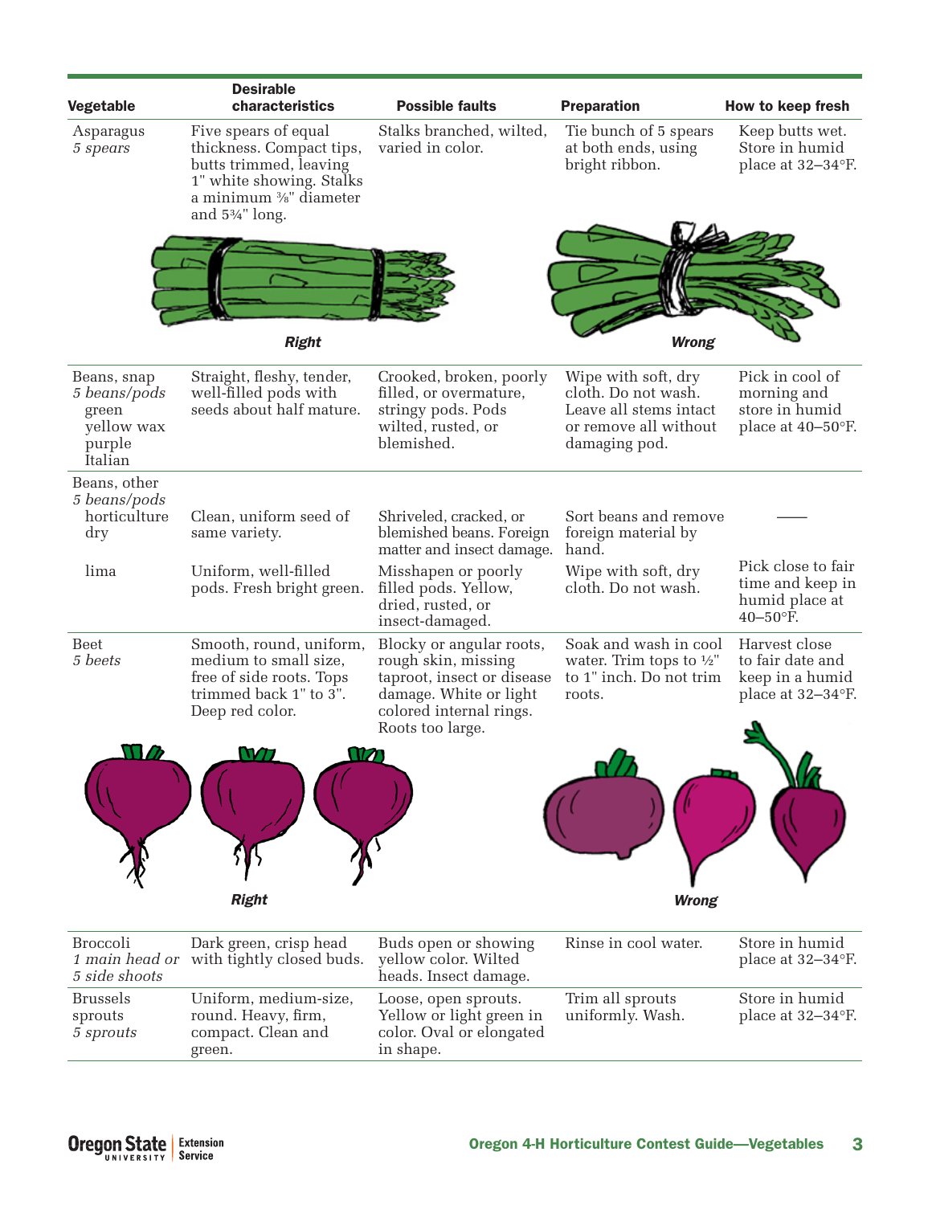| Vegetable | Desirable characteristics | Possible faults | Preparation | How to keep fresh |
|---|---|---|---|---|
| Asparagus<br>*5 spears* | Five spears of equal thickness. Compact tips, butts trimmed, leaving 1" white showing. Stalks a minimum ⅜" diameter and 5¾" long. | Stalks branched, wilted, varied in color. | Tie bunch of 5 spears at both ends, using bright ribbon. | Keep butts wet. Store in humid place at 32–34°F. |

***Right*** ***Wrong***

| Vegetable | Desirable characteristics | Possible faults | Preparation | How to keep fresh |
|---|---|---|---|---|
| Beans, snap<br>*5 beans/pods*<br>green<br>yellow wax<br>purple<br>Italian | Straight, fleshy, tender, well-filled pods with seeds about half mature. | Crooked, broken, poorly filled, or overmature, stringy pods. Pods wilted, rusted, or blemished. | Wipe with soft, dry cloth. Do not wash. Leave all stems intact or remove all without damaging pod. | Pick in cool of morning and store in humid place at 40–50°F. |
| Beans, other<br>*5 beans/pods* | | | | |
| horticulture dry | Clean, uniform seed of same variety. | Shriveled, cracked, or blemished beans. Foreign matter and insect damage. | Sort beans and remove foreign material by hand. | —— |
| lima | Uniform, well-filled pods. Fresh bright green. | Misshapen or poorly filled pods. Yellow, dried, rusted, or insect-damaged. | Wipe with soft, dry cloth. Do not wash. | Pick close to fair time and keep in humid place at 40–50°F. |
| Beet<br>*5 beets* | Smooth, round, uniform, medium to small size, free of side roots. Tops trimmed back 1" to 3". Deep red color. | Blocky or angular roots, rough skin, missing taproot, insect or disease damage. White or light colored internal rings. Roots too large. | Soak and wash in cool water. Trim tops to ½" to 1" inch. Do not trim roots. | Harvest close to fair date and keep in a humid place at 32–34°F. |

***Right*** ***Wrong***

| Vegetable | Desirable characteristics | Possible faults | Preparation | How to keep fresh |
|---|---|---|---|---|
| Broccoli<br>*1 main head or 5 side shoots* | Dark green, crisp head with tightly closed buds. | Buds open or showing yellow color. Wilted heads. Insect damage. | Rinse in cool water. | Store in humid place at 32–34°F. |
| Brussels sprouts<br>*5 sprouts* | Uniform, medium-size, round. Heavy, firm, compact. Clean and green. | Loose, open sprouts. Yellow or light green in color. Oval or elongated in shape. | Trim all sprouts uniformly. Wash. | Store in humid place at 32–34°F. |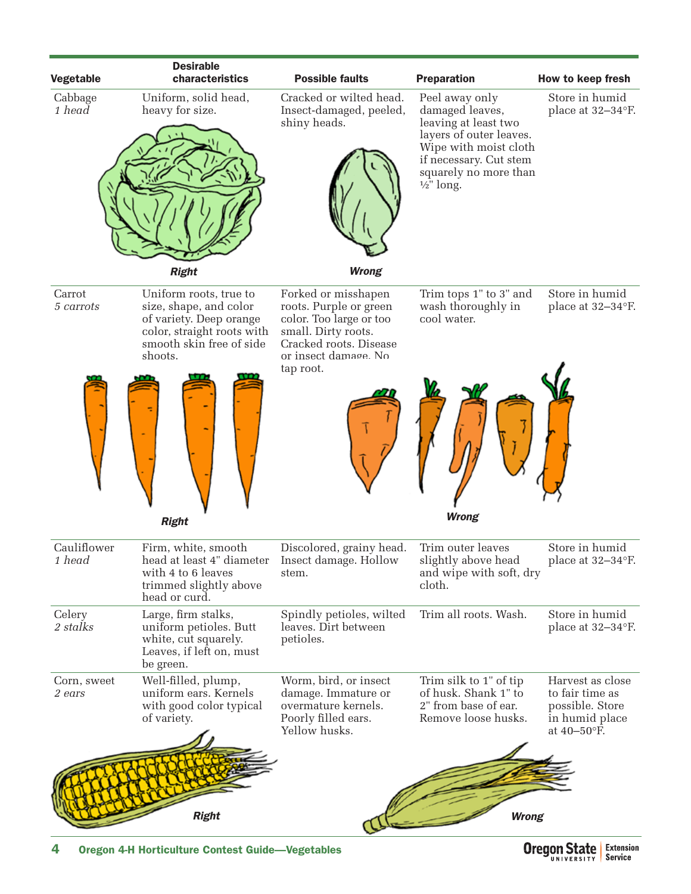| Vegetable | Desirable characteristics | Possible faults | Preparation | How to keep fresh |
|---|---|---|---|---|
| Cabbage *1 head* | Uniform, solid head, heavy for size. | Cracked or wilted head. Insect-damaged, peeled, shiny heads. | Peel away only damaged leaves, leaving at least two layers of outer leaves. Wipe with moist cloth if necessary. Cut stem squarely no more than ½" long. | Store in humid place at 32–34°F. |
| Carrot *5 carrots* | Uniform roots, true to size, shape, and color of variety. Deep orange color, straight roots with smooth skin free of side shoots. | Forked or misshapen roots. Purple or green color. Too large or too small. Dirty roots. Cracked roots. Disease or insect damage. No tap root. | Trim tops 1" to 3" and wash thoroughly in cool water. | Store in humid place at 32–34°F. |
| Cauliflower *1 head* | Firm, white, smooth head at least 4" diameter with 4 to 6 leaves trimmed slightly above head or curd. | Discolored, grainy head. Insect damage. Hollow stem. | Trim outer leaves slightly above head and wipe with soft, dry cloth. | Store in humid place at 32–34°F. |
| Celery *2 stalks* | Large, firm stalks, uniform petioles. Butt white, cut squarely. Leaves, if left on, must be green. | Spindly petioles, wilted leaves. Dirt between petioles. | Trim all roots. Wash. | Store in humid place at 32–34°F. |
| Corn, sweet *2 ears* | Well-filled, plump, uniform ears. Kernels with good color typical of variety. | Worm, bird, or insect damage. Immature or overmature kernels. Poorly filled ears. Yellow husks. | Trim silk to 1" of tip of husk. Shank 1" to 2" from base of ear. Remove loose husks. | Harvest as close to fair time as possible. Store in humid place at 40–50°F. |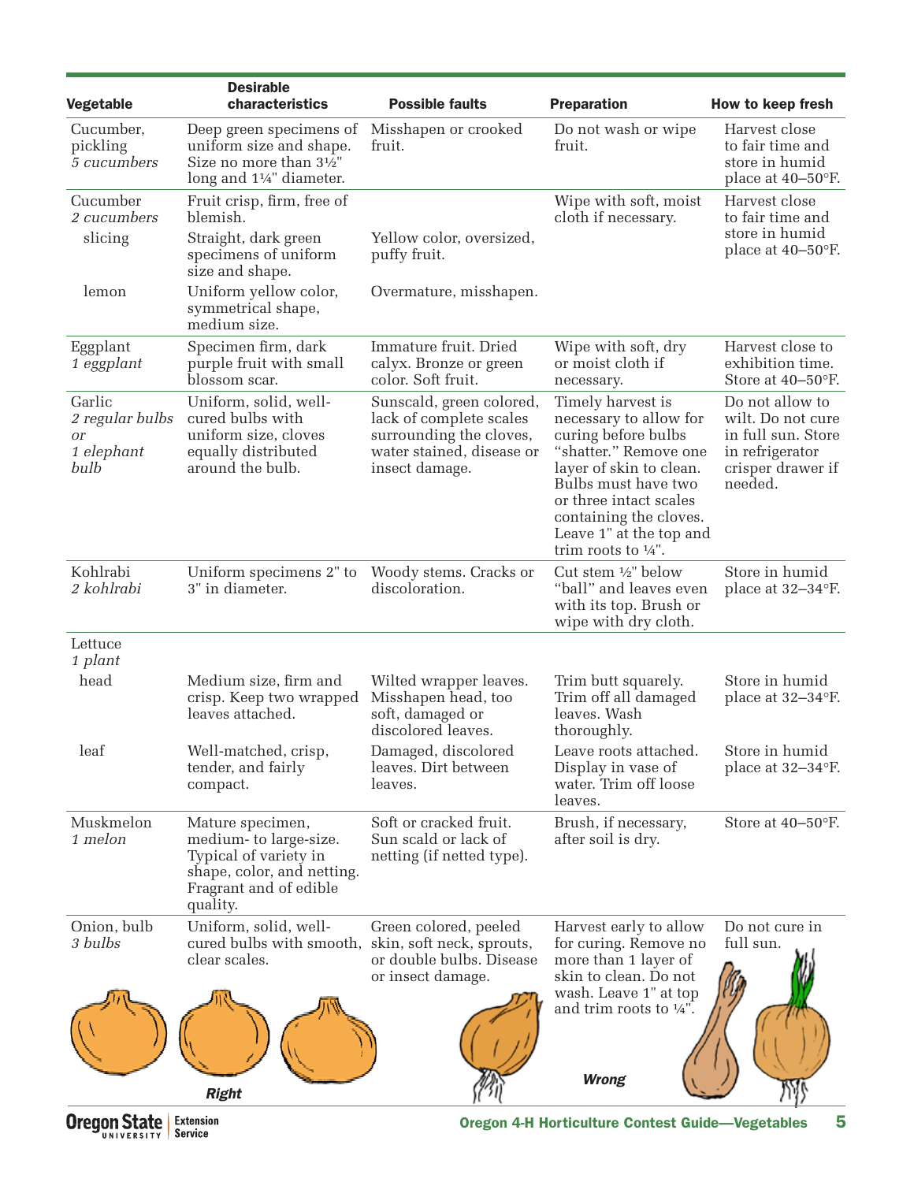| Vegetable | Desirable characteristics | Possible faults | Preparation | How to keep fresh |
|---|---|---|---|---|
| Cucumber, pickling *5 cucumbers* | Deep green specimens of uniform size and shape. Size no more than 3½" long and 1¼" diameter. | Misshapen or crooked fruit. | Do not wash or wipe fruit. | Harvest close to fair time and store in humid place at 40–50°F. |
| Cucumber *2 cucumbers* | Fruit crisp, firm, free of blemish. | | Wipe with soft, moist cloth if necessary. | Harvest close to fair time and store in humid place at 40–50°F. |
| slicing | Straight, dark green specimens of uniform size and shape. | Yellow color, oversized, puffy fruit. | | |
| lemon | Uniform yellow color, symmetrical shape, medium size. | Overmature, misshapen. | | |
| Eggplant *1 eggplant* | Specimen firm, dark purple fruit with small blossom scar. | Immature fruit. Dried calyx. Bronze or green color. Soft fruit. | Wipe with soft, dry or moist cloth if necessary. | Harvest close to exhibition time. Store at 40–50°F. |
| Garlic *2 regular bulbs or 1 elephant bulb* | Uniform, solid, well-cured bulbs with uniform size, cloves equally distributed around the bulb. | Sunscald, green colored, lack of complete scales surrounding the cloves, water stained, disease or insect damage. | Timely harvest is necessary to allow for curing before bulbs "shatter." Remove one layer of skin to clean. Bulbs must have two or three intact scales containing the cloves. Leave 1" at the top and trim roots to ¼". | Do not allow to wilt. Do not cure in full sun. Store in refrigerator crisper drawer if needed. |
| Kohlrabi *2 kohlrabi* | Uniform specimens 2" to 3" in diameter. | Woody stems. Cracks or discoloration. | Cut stem ½" below "ball" and leaves even with its top. Brush or wipe with dry cloth. | Store in humid place at 32–34°F. |
| Lettuce *1 plant* | | | | |
| head | Medium size, firm and crisp. Keep two wrapped leaves attached. | Wilted wrapper leaves. Misshapen head, too soft, damaged or discolored leaves. | Trim butt squarely. Trim off all damaged leaves. Wash thoroughly. | Store in humid place at 32–34°F. |
| leaf | Well-matched, crisp, tender, and fairly compact. | Damaged, discolored leaves. Dirt between leaves. | Leave roots attached. Display in vase of water. Trim off loose leaves. | Store in humid place at 32–34°F. |
| Muskmelon *1 melon* | Mature specimen, medium- to large-size. Typical of variety in shape, color, and netting. Fragrant and of edible quality. | Soft or cracked fruit. Sun scald or lack of netting (if netted type). | Brush, if necessary, after soil is dry. | Store at 40–50°F. |
| Onion, bulb *3 bulbs* | Uniform, solid, well-cured bulbs with smooth, clear scales. | Green colored, peeled skin, soft neck, sprouts, or double bulbs. Disease or insect damage. | Harvest early to allow for curing. Remove no more than 1 layer of skin to clean. Do not wash. Leave 1" at top and trim roots to ¼". | Do not cure in full sun. |

*Right*

*Wrong*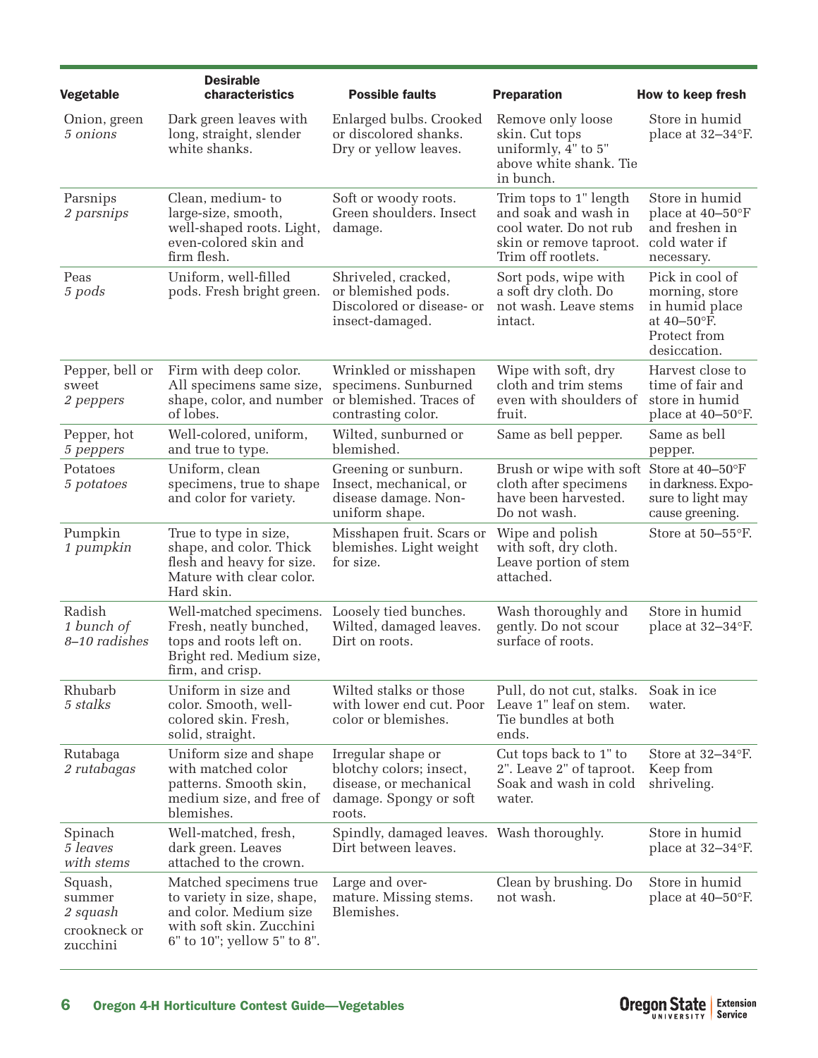| Vegetable | Desirable characteristics | Possible faults | Preparation | How to keep fresh |
|---|---|---|---|---|
| Onion, green *5 onions* | Dark green leaves with long, straight, slender white shanks. | Enlarged bulbs. Crooked or discolored shanks. Dry or yellow leaves. | Remove only loose skin. Cut tops uniformly, 4" to 5" above white shank. Tie in bunch. | Store in humid place at 32–34°F. |
| Parsnips *2 parsnips* | Clean, medium- to large-size, smooth, well-shaped roots. Light, even-colored skin and firm flesh. | Soft or woody roots. Green shoulders. Insect damage. | Trim tops to 1" length and soak and wash in cool water. Do not rub skin or remove taproot. Trim off rootlets. | Store in humid place at 40–50°F and freshen in cold water if necessary. |
| Peas *5 pods* | Uniform, well-filled pods. Fresh bright green. | Shriveled, cracked, or blemished pods. Discolored or disease- or insect-damaged. | Sort pods, wipe with a soft dry cloth. Do not wash. Leave stems intact. | Pick in cool of morning, store in humid place at 40–50°F. Protect from desiccation. |
| Pepper, bell or sweet *2 peppers* | Firm with deep color. All specimens same size, shape, color, and number of lobes. | Wrinkled or misshapen specimens. Sunburned or blemished. Traces of contrasting color. | Wipe with soft, dry cloth and trim stems even with shoulders of fruit. | Harvest close to time of fair and store in humid place at 40–50°F. |
| Pepper, hot *5 peppers* | Well-colored, uniform, and true to type. | Wilted, sunburned or blemished. | Same as bell pepper. | Same as bell pepper. |
| Potatoes *5 potatoes* | Uniform, clean specimens, true to shape and color for variety. | Greening or sunburn. Insect, mechanical, or disease damage. Non-uniform shape. | Brush or wipe with soft cloth after specimens have been harvested. Do not wash. | Store at 40–50°F in darkness. Exposure to light may cause greening. |
| Pumpkin *1 pumpkin* | True to type in size, shape, and color. Thick flesh and heavy for size. Mature with clear color. Hard skin. | Misshapen fruit. Scars or blemishes. Light weight for size. | Wipe and polish with soft, dry cloth. Leave portion of stem attached. | Store at 50–55°F. |
| Radish *1 bunch of 8–10 radishes* | Well-matched specimens. Fresh, neatly bunched, tops and roots left on. Bright red. Medium size, firm, and crisp. | Loosely tied bunches. Wilted, damaged leaves. Dirt on roots. | Wash thoroughly and gently. Do not scour surface of roots. | Store in humid place at 32–34°F. |
| Rhubarb *5 stalks* | Uniform in size and color. Smooth, well-colored skin. Fresh, solid, straight. | Wilted stalks or those with lower end cut. Poor color or blemishes. | Pull, do not cut, stalks. Leave 1" leaf on stem. Tie bundles at both ends. | Soak in ice water. |
| Rutabaga *2 rutabagas* | Uniform size and shape with matched color patterns. Smooth skin, medium size, and free of blemishes. | Irregular shape or blotchy colors; insect, disease, or mechanical damage. Spongy or soft roots. | Cut tops back to 1" to 2". Leave 2" of taproot. Soak and wash in cold water. | Store at 32–34°F. Keep from shriveling. |
| Spinach *5 leaves with stems* | Well-matched, fresh, dark green. Leaves attached to the crown. | Spindly, damaged leaves. Dirt between leaves. | Wash thoroughly. | Store in humid place at 32–34°F. |
| Squash, summer *2 squash* crookneck or zucchini | Matched specimens true to variety in size, shape, and color. Medium size with soft skin. Zucchini 6" to 10"; yellow 5" to 8". | Large and over-mature. Missing stems. Blemishes. | Clean by brushing. Do not wash. | Store in humid place at 40–50°F. |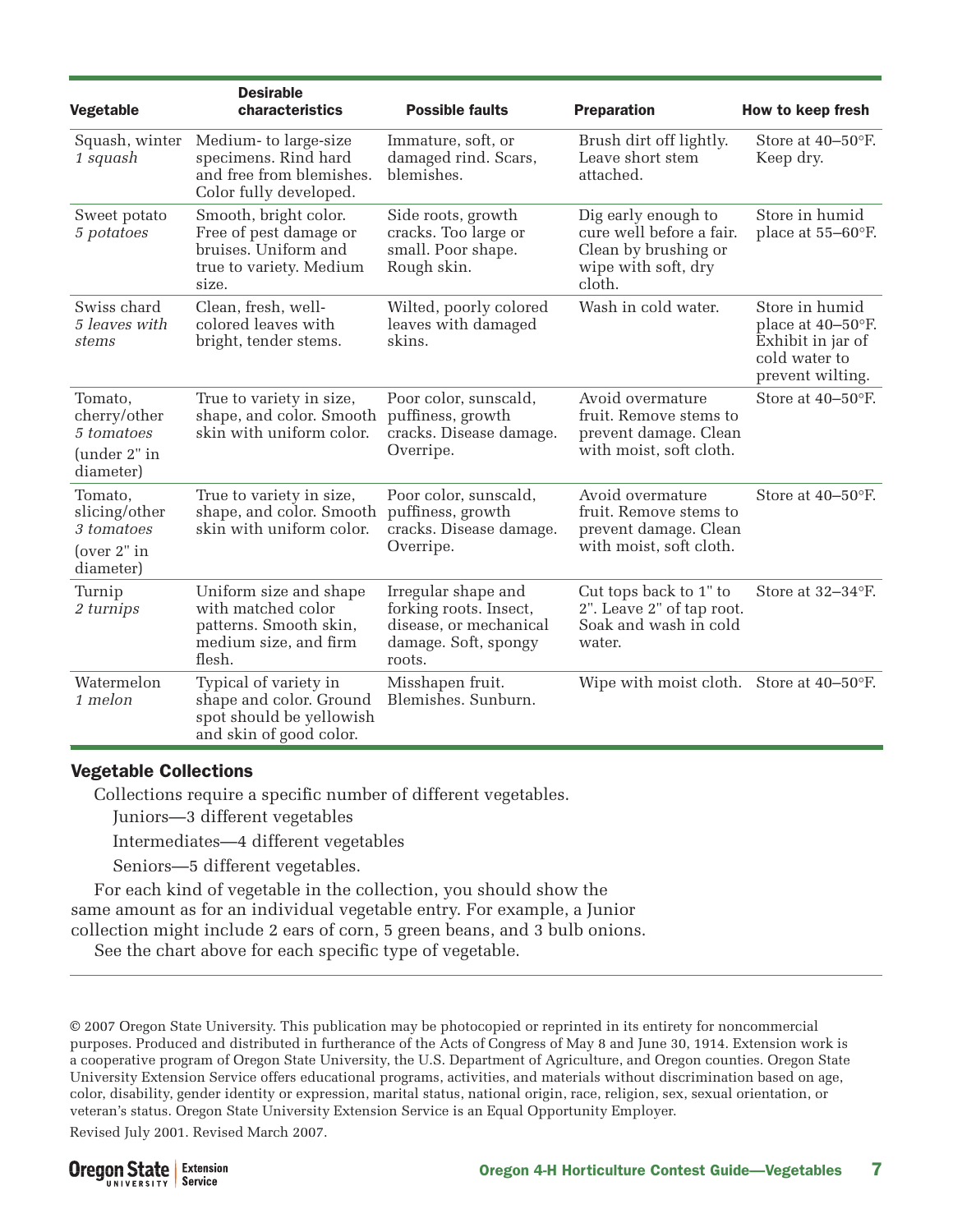| Vegetable | Desirable characteristics | Possible faults | Preparation | How to keep fresh |
|---|---|---|---|---|
| Squash, winter *1 squash* | Medium- to large-size specimens. Rind hard and free from blemishes. Color fully developed. | Immature, soft, or damaged rind. Scars, blemishes. | Brush dirt off lightly. Leave short stem attached. | Store at 40–50°F. Keep dry. |
| Sweet potato *5 potatoes* | Smooth, bright color. Free of pest damage or bruises. Uniform and true to variety. Medium size. | Side roots, growth cracks. Too large or small. Poor shape. Rough skin. | Dig early enough to cure well before a fair. Clean by brushing or wipe with soft, dry cloth. | Store in humid place at 55–60°F. |
| Swiss chard *5 leaves with stems* | Clean, fresh, well-colored leaves with bright, tender stems. | Wilted, poorly colored leaves with damaged skins. | Wash in cold water. | Store in humid place at 40–50°F. Exhibit in jar of cold water to prevent wilting. |
| Tomato, cherry/other *5 tomatoes* (under 2" in diameter) | True to variety in size, shape, and color. Smooth skin with uniform color. | Poor color, sunscald, puffiness, growth cracks. Disease damage. Overripe. | Avoid overmature fruit. Remove stems to prevent damage. Clean with moist, soft cloth. | Store at 40–50°F. |
| Tomato, slicing/other *3 tomatoes* (over 2" in diameter) | True to variety in size, shape, and color. Smooth skin with uniform color. | Poor color, sunscald, puffiness, growth cracks. Disease damage. Overripe. | Avoid overmature fruit. Remove stems to prevent damage. Clean with moist, soft cloth. | Store at 40–50°F. |
| Turnip *2 turnips* | Uniform size and shape with matched color patterns. Smooth skin, medium size, and firm flesh. | Irregular shape and forking roots. Insect, disease, or mechanical damage. Soft, spongy roots. | Cut tops back to 1" to 2". Leave 2" of tap root. Soak and wash in cold water. | Store at 32–34°F. |
| Watermelon *1 melon* | Typical of variety in shape and color. Ground spot should be yellowish and skin of good color. | Misshapen fruit. Blemishes. Sunburn. | Wipe with moist cloth. | Store at 40–50°F. |

## Vegetable Collections

Collections require a specific number of different vegetables.

Juniors—3 different vegetables

Intermediates—4 different vegetables

Seniors—5 different vegetables.

For each kind of vegetable in the collection, you should show the same amount as for an individual vegetable entry. For example, a Junior collection might include 2 ears of corn, 5 green beans, and 3 bulb onions.

See the chart above for each specific type of vegetable.

---

© 2007 Oregon State University. This publication may be photocopied or reprinted in its entirety for noncommercial purposes. Produced and distributed in furtherance of the Acts of Congress of May 8 and June 30, 1914. Extension work is a cooperative program of Oregon State University, the U.S. Department of Agriculture, and Oregon counties. Oregon State University Extension Service offers educational programs, activities, and materials without discrimination based on age, color, disability, gender identity or expression, marital status, national origin, race, religion, sex, sexual orientation, or veteran's status. Oregon State University Extension Service is an Equal Opportunity Employer.

Revised July 2001. Revised March 2007.